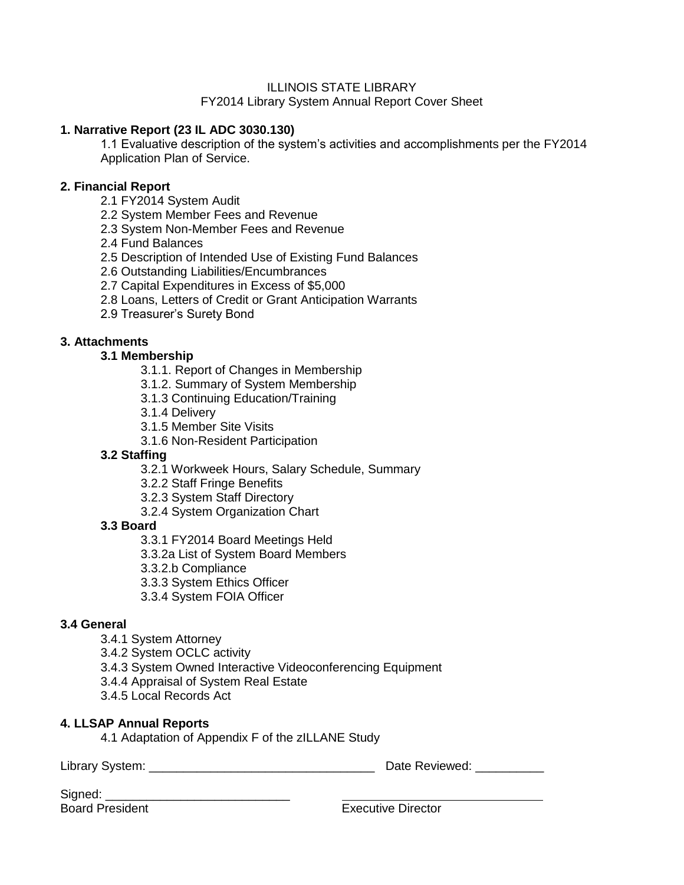ILLINOIS STATE LIBRARY

FY2014 Library System Annual Report Cover Sheet

**1. Narrative Report (23 IL ADC 3030.130)**

1.1 Evaluative description of the system's activities and accomplishments per the FY2014 Application Plan of Service.

**2. Financial Report**

2.1 FY2014 System Audit
2.2 System Member Fees and Revenue
2.3 System Non-Member Fees and Revenue
2.4 Fund Balances
2.5 Description of Intended Use of Existing Fund Balances
2.6 Outstanding Liabilities/Encumbrances
2.7 Capital Expenditures in Excess of $5,000
2.8 Loans, Letters of Credit or Grant Anticipation Warrants
2.9 Treasurer's Surety Bond

**3. Attachments**

**3.1 Membership**

3.1.1. Report of Changes in Membership
3.1.2. Summary of System Membership
3.1.3 Continuing Education/Training
3.1.4 Delivery
3.1.5 Member Site Visits
3.1.6 Non-Resident Participation

**3.2 Staffing**

3.2.1 Workweek Hours, Salary Schedule, Summary
3.2.2 Staff Fringe Benefits
3.2.3 System Staff Directory
3.2.4 System Organization Chart

**3.3 Board**

3.3.1 FY2014 Board Meetings Held
3.3.2a List of System Board Members
3.3.2.b Compliance
3.3.3 System Ethics Officer
3.3.4 System FOIA Officer

**3.4 General**

3.4.1 System Attorney
3.4.2 System OCLC activity
3.4.3 System Owned Interactive Videoconferencing Equipment
3.4.4 Appraisal of System Real Estate
3.4.5 Local Records Act

**4. LLSAP Annual Reports**

4.1 Adaptation of Appendix F of the zILLANE Study

Library System: _________________________________ Date Reviewed: __________

Signed: ___________________________ ______________________________

Board President Executive Director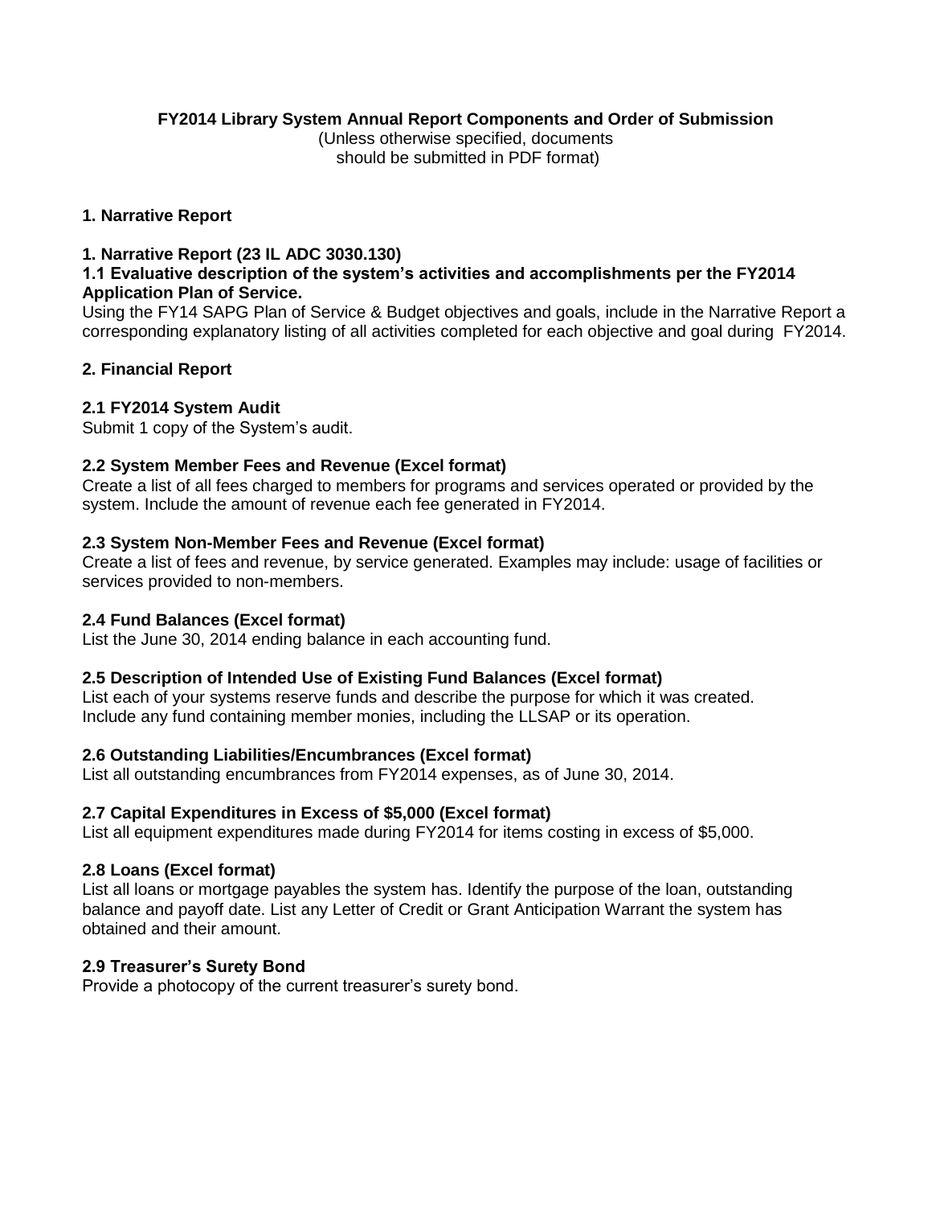**FY2014 Library System Annual Report Components and Order of Submission**

(Unless otherwise specified, documents should be submitted in PDF format)

## 1. Narrative Report

### 1. Narrative Report (23 IL ADC 3030.130)

### 1.1 Evaluative description of the system's activities and accomplishments per the FY2014 Application Plan of Service.

Using the FY14 SAPG Plan of Service & Budget objectives and goals, include in the Narrative Report a corresponding explanatory listing of all activities completed for each objective and goal during FY2014.

## 2. Financial Report

### 2.1 FY2014 System Audit

Submit 1 copy of the System's audit.

### 2.2 System Member Fees and Revenue (Excel format)

Create a list of all fees charged to members for programs and services operated or provided by the system. Include the amount of revenue each fee generated in FY2014.

### 2.3 System Non-Member Fees and Revenue (Excel format)

Create a list of fees and revenue, by service generated. Examples may include: usage of facilities or services provided to non-members.

### 2.4 Fund Balances (Excel format)

List the June 30, 2014 ending balance in each accounting fund.

### 2.5 Description of Intended Use of Existing Fund Balances (Excel format)

List each of your systems reserve funds and describe the purpose for which it was created. Include any fund containing member monies, including the LLSAP or its operation.

### 2.6 Outstanding Liabilities/Encumbrances (Excel format)

List all outstanding encumbrances from FY2014 expenses, as of June 30, 2014.

### 2.7 Capital Expenditures in Excess of $5,000 (Excel format)

List all equipment expenditures made during FY2014 for items costing in excess of $5,000.

### 2.8 Loans (Excel format)

List all loans or mortgage payables the system has. Identify the purpose of the loan, outstanding balance and payoff date. List any Letter of Credit or Grant Anticipation Warrant the system has obtained and their amount.

### 2.9 Treasurer's Surety Bond

Provide a photocopy of the current treasurer's surety bond.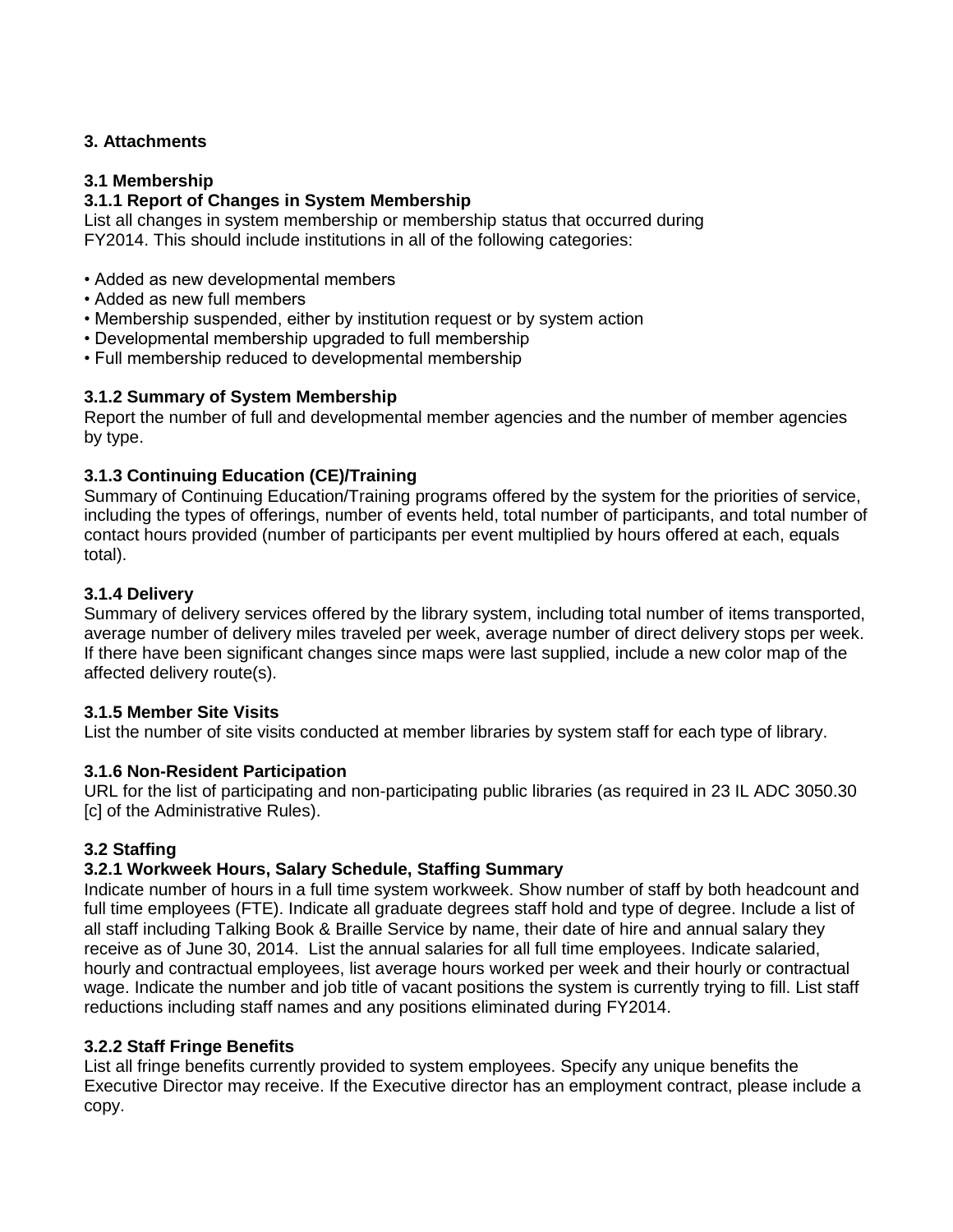## 3. Attachments

### 3.1 Membership

#### 3.1.1 Report of Changes in System Membership

List all changes in system membership or membership status that occurred during FY2014. This should include institutions in all of the following categories:

- Added as new developmental members
- Added as new full members
- Membership suspended, either by institution request or by system action
- Developmental membership upgraded to full membership
- Full membership reduced to developmental membership

#### 3.1.2 Summary of System Membership

Report the number of full and developmental member agencies and the number of member agencies by type.

#### 3.1.3 Continuing Education (CE)/Training

Summary of Continuing Education/Training programs offered by the system for the priorities of service, including the types of offerings, number of events held, total number of participants, and total number of contact hours provided (number of participants per event multiplied by hours offered at each, equals total).

#### 3.1.4 Delivery

Summary of delivery services offered by the library system, including total number of items transported, average number of delivery miles traveled per week, average number of direct delivery stops per week. If there have been significant changes since maps were last supplied, include a new color map of the affected delivery route(s).

#### 3.1.5 Member Site Visits

List the number of site visits conducted at member libraries by system staff for each type of library.

#### 3.1.6 Non-Resident Participation

URL for the list of participating and non-participating public libraries (as required in 23 IL ADC 3050.30 [c] of the Administrative Rules).

### 3.2 Staffing

#### 3.2.1 Workweek Hours, Salary Schedule, Staffing Summary

Indicate number of hours in a full time system workweek. Show number of staff by both headcount and full time employees (FTE). Indicate all graduate degrees staff hold and type of degree. Include a list of all staff including Talking Book & Braille Service by name, their date of hire and annual salary they receive as of June 30, 2014. List the annual salaries for all full time employees. Indicate salaried, hourly and contractual employees, list average hours worked per week and their hourly or contractual wage. Indicate the number and job title of vacant positions the system is currently trying to fill. List staff reductions including staff names and any positions eliminated during FY2014.

#### 3.2.2 Staff Fringe Benefits

List all fringe benefits currently provided to system employees. Specify any unique benefits the Executive Director may receive. If the Executive director has an employment contract, please include a copy.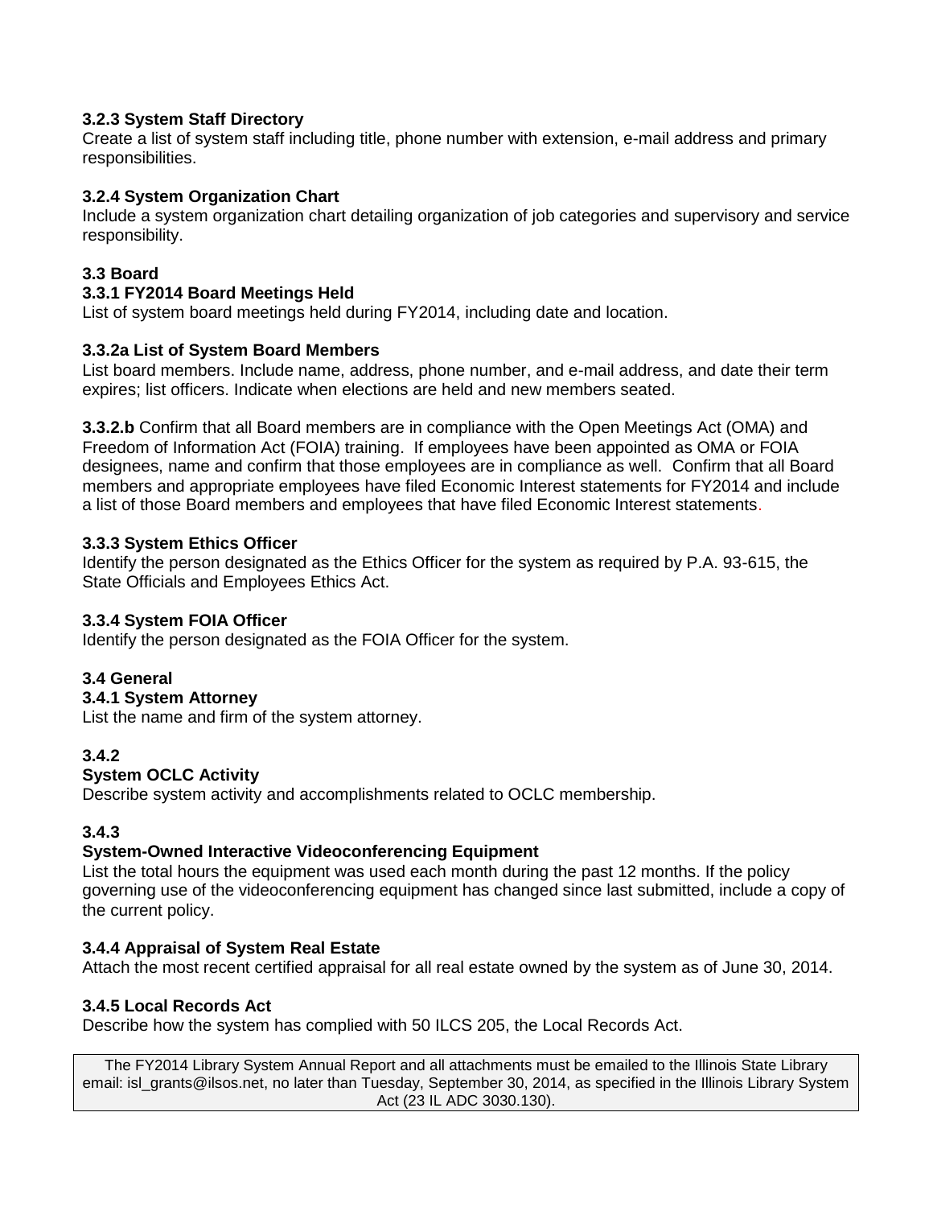**3.2.3 System Staff Directory**
Create a list of system staff including title, phone number with extension, e-mail address and primary responsibilities.

**3.2.4 System Organization Chart**
Include a system organization chart detailing organization of job categories and supervisory and service responsibility.

**3.3 Board**

**3.3.1 FY2014 Board Meetings Held**
List of system board meetings held during FY2014, including date and location.

**3.3.2a List of System Board Members**
List board members. Include name, address, phone number, and e-mail address, and date their term expires; list officers. Indicate when elections are held and new members seated.

**3.3.2.b** Confirm that all Board members are in compliance with the Open Meetings Act (OMA) and Freedom of Information Act (FOIA) training. If employees have been appointed as OMA or FOIA designees, name and confirm that those employees are in compliance as well. Confirm that all Board members and appropriate employees have filed Economic Interest statements for FY2014 and include a list of those Board members and employees that have filed Economic Interest statements.

**3.3.3 System Ethics Officer**
Identify the person designated as the Ethics Officer for the system as required by P.A. 93-615, the State Officials and Employees Ethics Act.

**3.3.4 System FOIA Officer**
Identify the person designated as the FOIA Officer for the system.

**3.4 General**

**3.4.1 System Attorney**
List the name and firm of the system attorney.

**3.4.2**

**System OCLC Activity**
Describe system activity and accomplishments related to OCLC membership.

**3.4.3**

**System-Owned Interactive Videoconferencing Equipment**
List the total hours the equipment was used each month during the past 12 months. If the policy governing use of the videoconferencing equipment has changed since last submitted, include a copy of the current policy.

**3.4.4 Appraisal of System Real Estate**
Attach the most recent certified appraisal for all real estate owned by the system as of June 30, 2014.

**3.4.5 Local Records Act**
Describe how the system has complied with 50 ILCS 205, the Local Records Act.

The FY2014 Library System Annual Report and all attachments must be emailed to the Illinois State Library email: isl_grants@ilsos.net, no later than Tuesday, September 30, 2014, as specified in the Illinois Library System Act (23 IL ADC 3030.130).